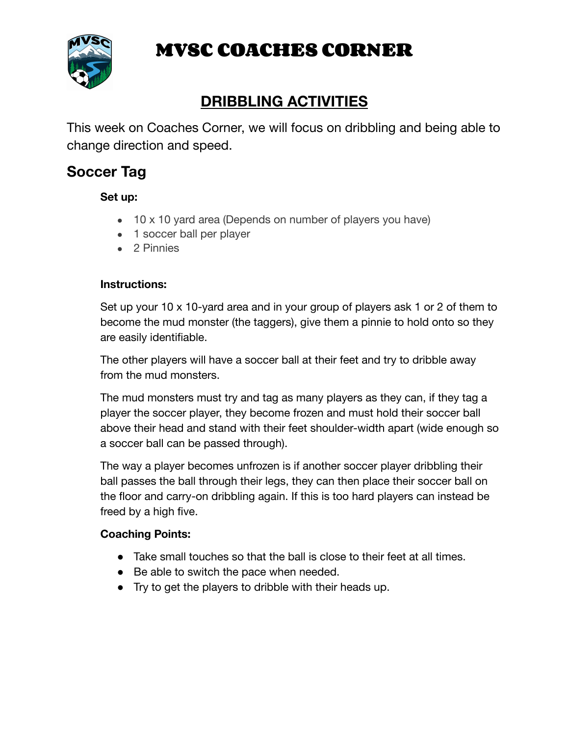# MVSC COACHES CORNER

## DRIBBLING ACTIVITIES

This week on Coaches Corner, we will focus on dribbling and being able to change direction and speed.

## Soccer Tag

**Set up:**

- 10 x 10 yard area (Depends on number of players you have)
- 1 soccer ball per player
- 2 Pinnies

**Instructions:**

Set up your 10 x 10-yard area and in your group of players ask 1 or 2 of them to become the mud monster (the taggers), give them a pinnie to hold onto so they are easily identifiable.

The other players will have a soccer ball at their feet and try to dribble away from the mud monsters.

The mud monsters must try and tag as many players as they can, if they tag a player the soccer player, they become frozen and must hold their soccer ball above their head and stand with their feet shoulder-width apart (wide enough so a soccer ball can be passed through).

The way a player becomes unfrozen is if another soccer player dribbling their ball passes the ball through their legs, they can then place their soccer ball on the floor and carry-on dribbling again. If this is too hard players can instead be freed by a high five.

**Coaching Points:**

- Take small touches so that the ball is close to their feet at all times.
- Be able to switch the pace when needed.
- Try to get the players to dribble with their heads up.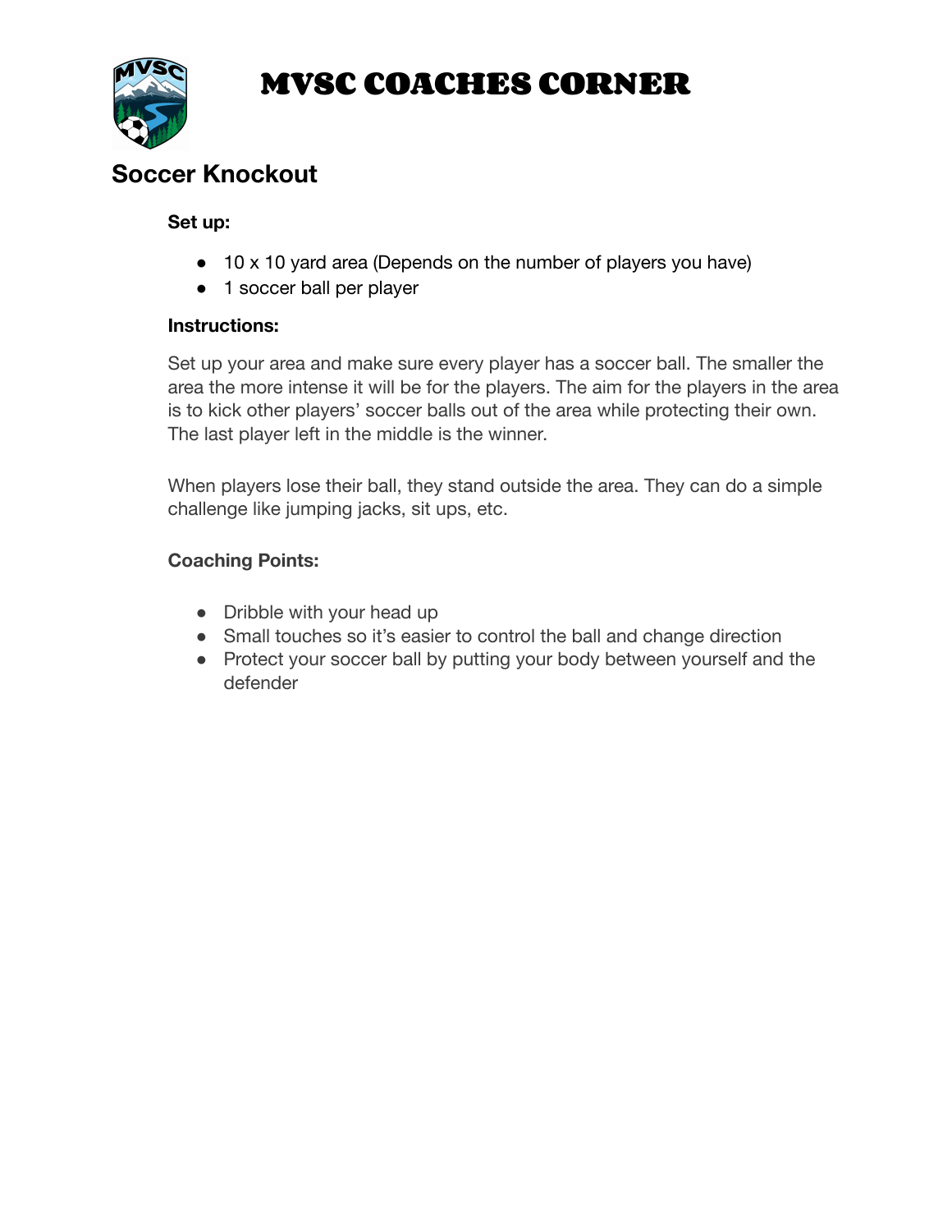# MVSC COACHES CORNER

## Soccer Knockout

**Set up:**

- 10 x 10 yard area (Depends on the number of players you have)
- 1 soccer ball per player

**Instructions:**

Set up your area and make sure every player has a soccer ball. The smaller the area the more intense it will be for the players. The aim for the players in the area is to kick other players' soccer balls out of the area while protecting their own. The last player left in the middle is the winner.

When players lose their ball, they stand outside the area. They can do a simple challenge like jumping jacks, sit ups, etc.

**Coaching Points:**

- Dribble with your head up
- Small touches so it's easier to control the ball and change direction
- Protect your soccer ball by putting your body between yourself and the defender